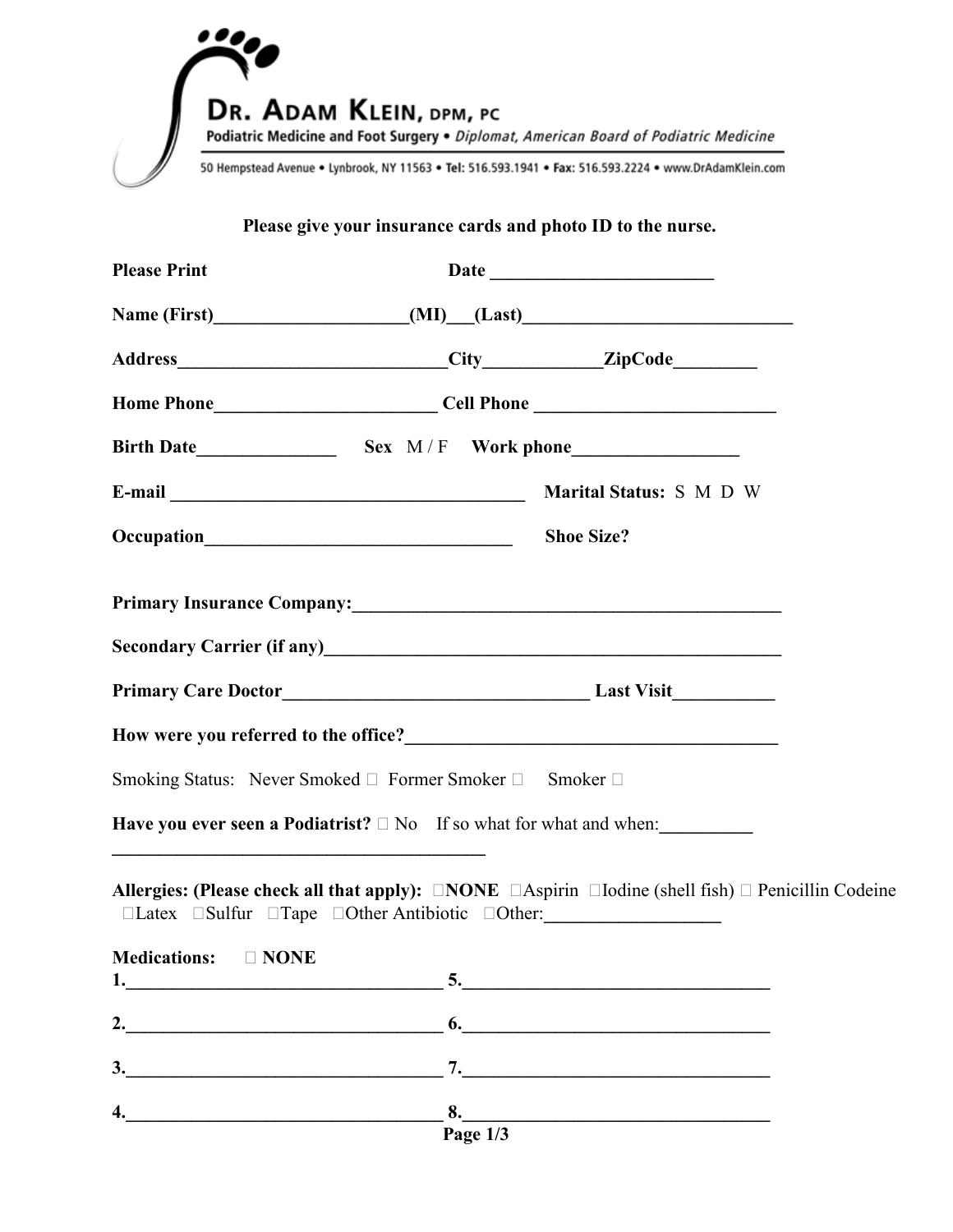# DR. ADAM KLEIN, DPM, PC

Podiatric Medicine and Foot Surgery • *Diplomat, American Board of Podiatric Medicine*

50 Hempstead Avenue • Lynbrook, NY 11563 • **Tel:** 516.593.1941 • **Fax:** 516.593.2224 • www.DrAdamKlein.com

**Please give your insurance cards and photo ID to the nurse.**

**Please Print** **Date ________________________**

**Name (First)____________________(MI)___(Last)_____________________________**

**Address_____________________________City____________ZipCode_________**

**Home Phone________________________ Cell Phone __________________________**

**Birth Date_______________** **Sex** M / F **Work phone_________________**

**E-mail _______________________________________** **Marital Status:** S M D W

**Occupation_________________________________** **Shoe Size?**

**Primary Insurance Company:_______________________________________________**

**Secondary Carrier (if any)_________________________________________________**

**Primary Care Doctor_________________________________ Last Visit___________**

**How were you referred to the office?_______________________________________**

Smoking Status: Never Smoked ☐ Former Smoker ☐ Smoker ☐

**Have you ever seen a Podiatrist?** ☐ No If so what for what and when:**__________**

**_________________________________________**

**Allergies: (Please check all that apply):** ☐**NONE** ☐Aspirin ☐Iodine (shell fish) ☐ Penicillin Codeine ☐Latex ☐Sulfur ☐Tape ☐Other Antibiotic ☐Other:**__________________**

**Medications:** ☐ **NONE**

**1.__________________________________** **5.__________________________________**

**2.__________________________________** **6.__________________________________**

**3.__________________________________** **7.__________________________________**

**4.__________________________________** **8.__________________________________**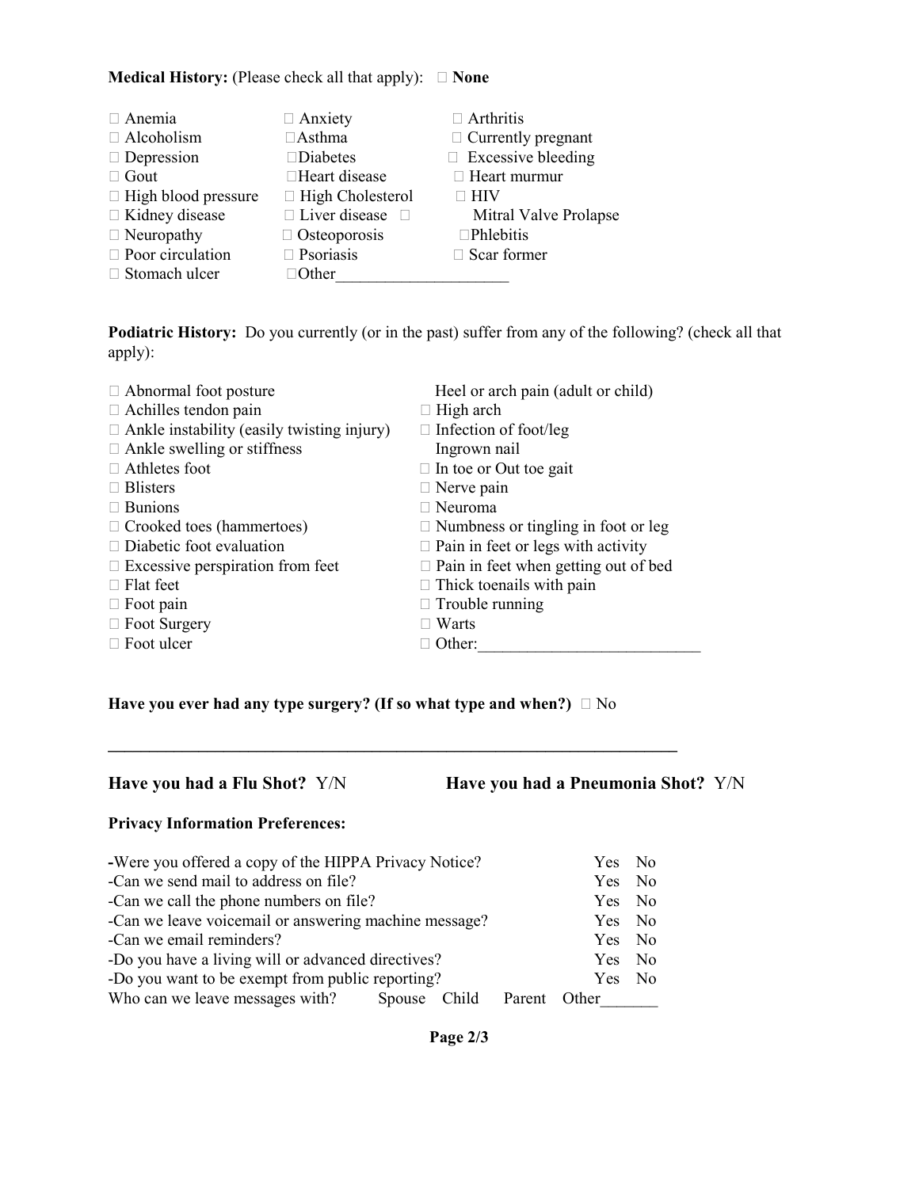**Medical History:** (Please check all that apply): ☐ **None**

| | | |
|---|---|---|
| ☐ Anemia | ☐ Anxiety | ☐ Arthritis |
| ☐ Alcoholism | ☐Asthma | ☐ Currently pregnant |
| ☐ Depression | ☐Diabetes | ☐ Excessive bleeding |
| ☐ Gout | ☐Heart disease | ☐ Heart murmur |
| ☐ High blood pressure | ☐ High Cholesterol | ☐ HIV |
| ☐ Kidney disease | ☐ Liver disease | ☐ Mitral Valve Prolapse |
| ☐ Neuropathy | ☐ Osteoporosis | ☐Phlebitis |
| ☐ Poor circulation | ☐ Psoriasis | ☐ Scar former |
| ☐ Stomach ulcer | ☐Other____________________ | |

**Podiatric History:** Do you currently (or in the past) suffer from any of the following? (check all that apply):

| | |
|---|---|
| ☐ Abnormal foot posture | Heel or arch pain (adult or child) |
| ☐ Achilles tendon pain | ☐ High arch |
| ☐ Ankle instability (easily twisting injury) | ☐ Infection of foot/leg |
| ☐ Ankle swelling or stiffness | Ingrown nail |
| ☐ Athletes foot | ☐ In toe or Out toe gait |
| ☐ Blisters | ☐ Nerve pain |
| ☐ Bunions | ☐ Neuroma |
| ☐ Crooked toes (hammertoes) | ☐ Numbness or tingling in foot or leg |
| ☐ Diabetic foot evaluation | ☐ Pain in feet or legs with activity |
| ☐ Excessive perspiration from feet | ☐ Pain in feet when getting out of bed |
| ☐ Flat feet | ☐ Thick toenails with pain |
| ☐ Foot pain | ☐ Trouble running |
| ☐ Foot Surgery | ☐ Warts |
| ☐ Foot ulcer | ☐ Other:__________________________ |

**Have you ever had any type surgery? (If so what type and when?)** ☐ No

______________________________________________________________________

**Have you had a Flu Shot?** Y/N **Have you had a Pneumonia Shot?** Y/N

**Privacy Information Preferences:**

| | |
|---|---|
| -Were you offered a copy of the HIPPA Privacy Notice? | Yes No |
| -Can we send mail to address on file? | Yes No |
| -Can we call the phone numbers on file? | Yes No |
| -Can we leave voicemail or answering machine message? | Yes No |
| -Can we email reminders? | Yes No |
| -Do you have a living will or advanced directives? | Yes No |
| -Do you want to be exempt from public reporting? | Yes No |

Who can we leave messages with? Spouse Child Parent Other_______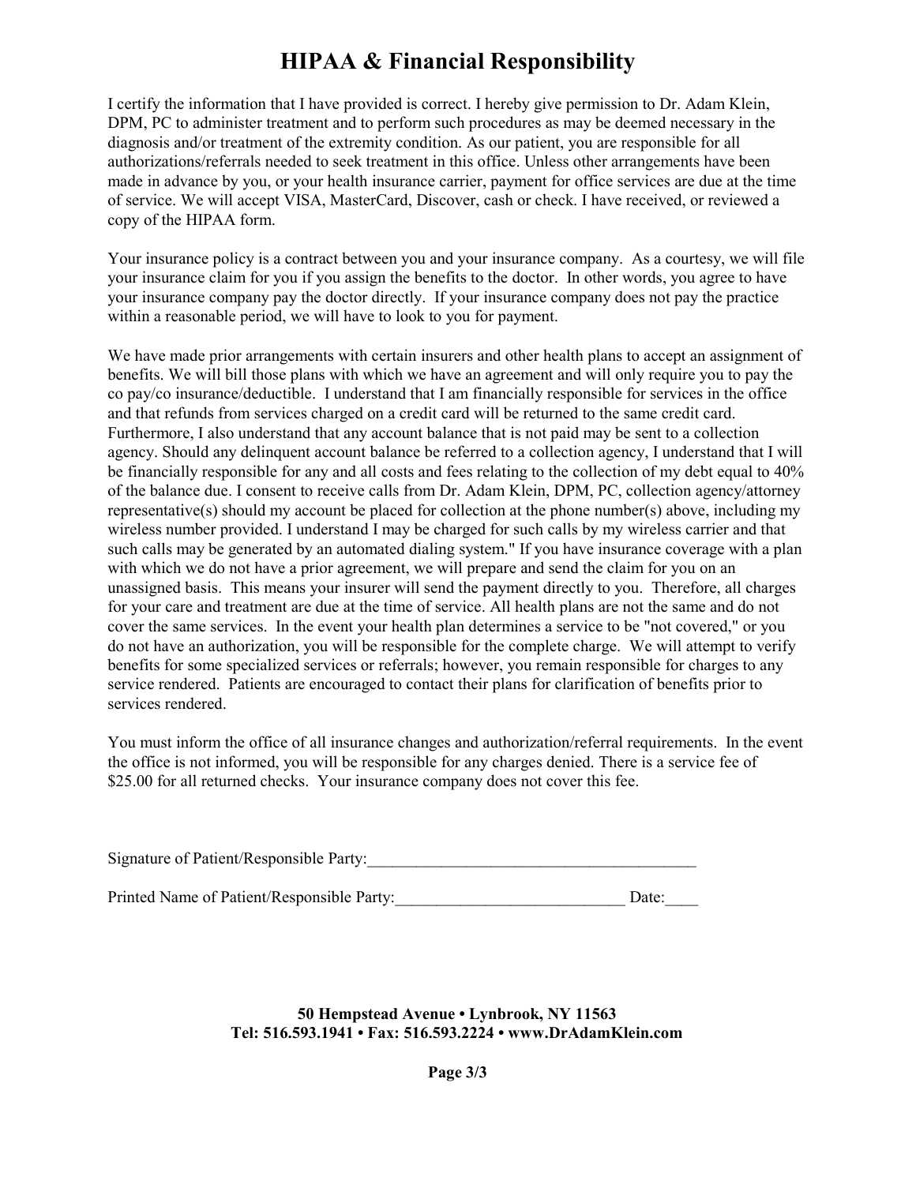# HIPAA & Financial Responsibility

I certify the information that I have provided is correct. I hereby give permission to Dr. Adam Klein, DPM, PC to administer treatment and to perform such procedures as may be deemed necessary in the diagnosis and/or treatment of the extremity condition. As our patient, you are responsible for all authorizations/referrals needed to seek treatment in this office. Unless other arrangements have been made in advance by you, or your health insurance carrier, payment for office services are due at the time of service. We will accept VISA, MasterCard, Discover, cash or check. I have received, or reviewed a copy of the HIPAA form.

Your insurance policy is a contract between you and your insurance company. As a courtesy, we will file your insurance claim for you if you assign the benefits to the doctor. In other words, you agree to have your insurance company pay the doctor directly. If your insurance company does not pay the practice within a reasonable period, we will have to look to you for payment.

We have made prior arrangements with certain insurers and other health plans to accept an assignment of benefits. We will bill those plans with which we have an agreement and will only require you to pay the co pay/co insurance/deductible. I understand that I am financially responsible for services in the office and that refunds from services charged on a credit card will be returned to the same credit card. Furthermore, I also understand that any account balance that is not paid may be sent to a collection agency. Should any delinquent account balance be referred to a collection agency, I understand that I will be financially responsible for any and all costs and fees relating to the collection of my debt equal to 40% of the balance due. I consent to receive calls from Dr. Adam Klein, DPM, PC, collection agency/attorney representative(s) should my account be placed for collection at the phone number(s) above, including my wireless number provided. I understand I may be charged for such calls by my wireless carrier and that such calls may be generated by an automated dialing system." If you have insurance coverage with a plan with which we do not have a prior agreement, we will prepare and send the claim for you on an unassigned basis. This means your insurer will send the payment directly to you. Therefore, all charges for your care and treatment are due at the time of service. All health plans are not the same and do not cover the same services. In the event your health plan determines a service to be "not covered," or you do not have an authorization, you will be responsible for the complete charge. We will attempt to verify benefits for some specialized services or referrals; however, you remain responsible for charges to any service rendered. Patients are encouraged to contact their plans for clarification of benefits prior to services rendered.

You must inform the office of all insurance changes and authorization/referral requirements. In the event the office is not informed, you will be responsible for any charges denied. There is a service fee of $25.00 for all returned checks. Your insurance company does not cover this fee.

Signature of Patient/Responsible Party:_________________________________________

Printed Name of Patient/Responsible Party:____________________________ Date:____

**50 Hempstead Avenue • Lynbrook, NY 11563**
**Tel: 516.593.1941 • Fax: 516.593.2224 • www.DrAdamKlein.com**